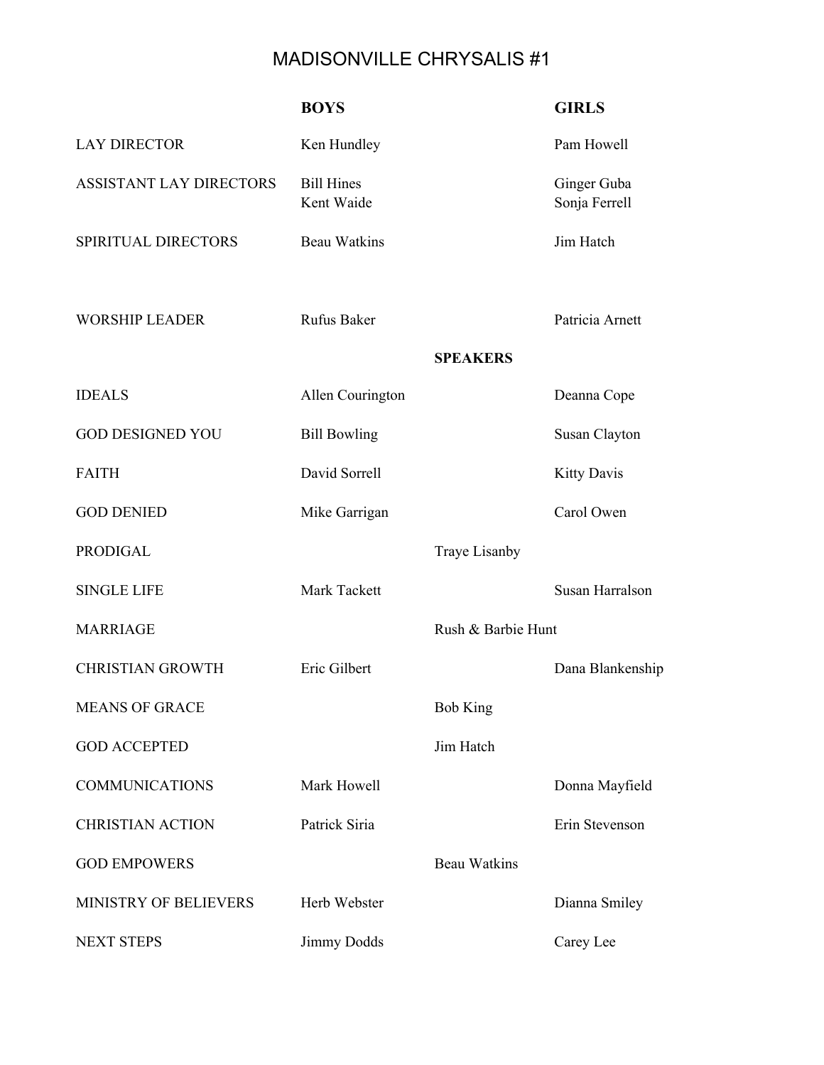# MADISONVILLE CHRYSALIS #1

| | BOYS | | GIRLS |
|---|---|---|---|
| LAY DIRECTOR | Ken Hundley | | Pam Howell |
| ASSISTANT LAY DIRECTORS | Bill Hines<br>Kent Waide | | Ginger Guba<br>Sonja Ferrell |
| SPIRITUAL DIRECTORS | Beau Watkins | | Jim Hatch |
| WORSHIP LEADER | Rufus Baker | | Patricia Arnett |
| | | **SPEAKERS** | |
| IDEALS | Allen Courington | | Deanna Cope |
| GOD DESIGNED YOU | Bill Bowling | | Susan Clayton |
| FAITH | David Sorrell | | Kitty Davis |
| GOD DENIED | Mike Garrigan | | Carol Owen |
| PRODIGAL | | Traye Lisanby | |
| SINGLE LIFE | Mark Tackett | | Susan Harralson |
| MARRIAGE | | Rush & Barbie Hunt | |
| CHRISTIAN GROWTH | Eric Gilbert | | Dana Blankenship |
| MEANS OF GRACE | | Bob King | |
| GOD ACCEPTED | | Jim Hatch | |
| COMMUNICATIONS | Mark Howell | | Donna Mayfield |
| CHRISTIAN ACTION | Patrick Siria | | Erin Stevenson |
| GOD EMPOWERS | | Beau Watkins | |
| MINISTRY OF BELIEVERS | Herb Webster | | Dianna Smiley |
| NEXT STEPS | Jimmy Dodds | | Carey Lee |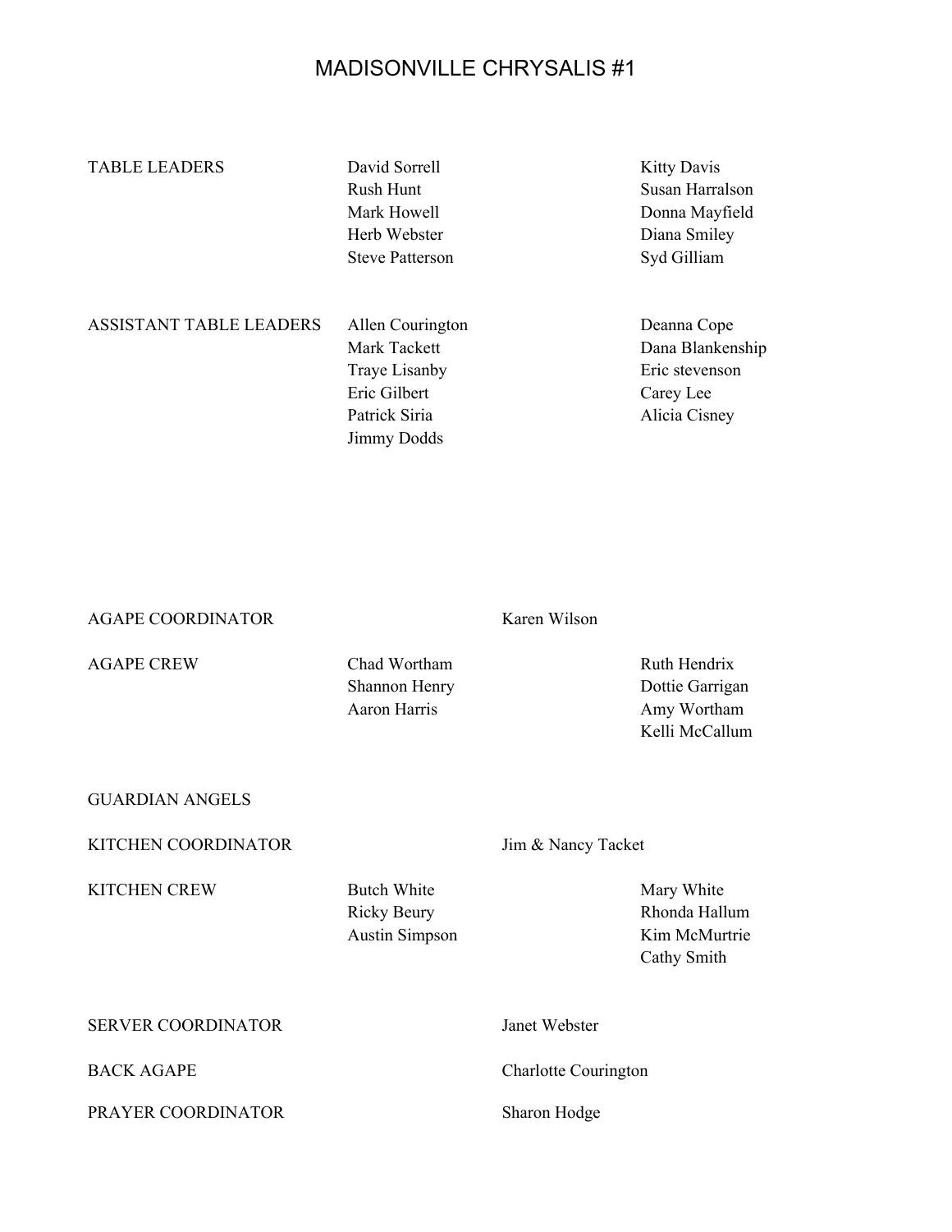# MADISONVILLE CHRYSALIS #1

| | | |
|---|---|---|
| TABLE LEADERS | David Sorrell<br>Rush Hunt<br>Mark Howell<br>Herb Webster<br>Steve Patterson | Kitty Davis<br>Susan Harralson<br>Donna Mayfield<br>Diana Smiley<br>Syd Gilliam |
| ASSISTANT TABLE LEADERS | Allen Courington<br>Mark Tackett<br>Traye Lisanby<br>Eric Gilbert<br>Patrick Siria<br>Jimmy Dodds | Deanna Cope<br>Dana Blankenship<br>Eric stevenson<br>Carey Lee<br>Alicia Cisney |

AGAPE COORDINATOR — Karen Wilson

| | | |
|---|---|---|
| AGAPE CREW | Chad Wortham<br>Shannon Henry<br>Aaron Harris | Ruth Hendrix<br>Dottie Garrigan<br>Amy Wortham<br>Kelli McCallum |

GUARDIAN ANGELS

KITCHEN COORDINATOR — Jim & Nancy Tacket

| | | |
|---|---|---|
| KITCHEN CREW | Butch White<br>Ricky Beury<br>Austin Simpson | Mary White<br>Rhonda Hallum<br>Kim McMurtrie<br>Cathy Smith |

SERVER COORDINATOR — Janet Webster

BACK AGAPE — Charlotte Courington

PRAYER COORDINATOR — Sharon Hodge